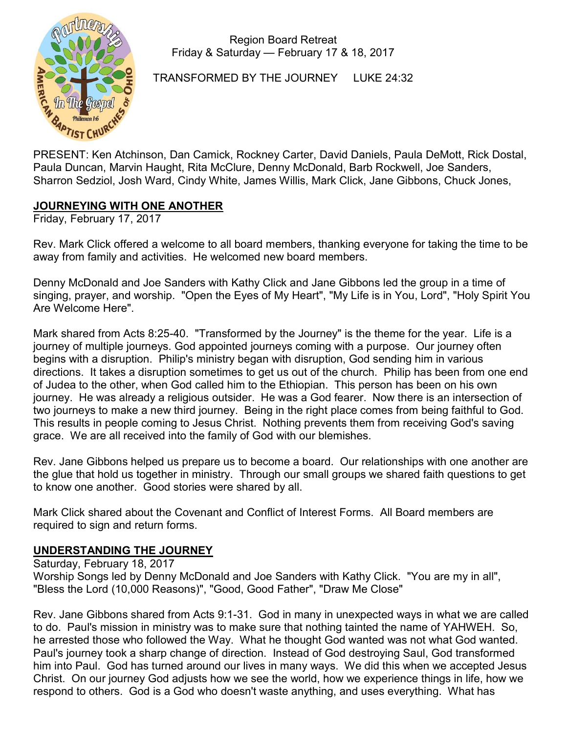Region Board Retreat
Friday & Saturday — February 17 & 18, 2017

TRANSFORMED BY THE JOURNEY LUKE 24:32

PRESENT: Ken Atchinson, Dan Camick, Rockney Carter, David Daniels, Paula DeMott, Rick Dostal, Paula Duncan, Marvin Haught, Rita McClure, Denny McDonald, Barb Rockwell, Joe Sanders, Sharron Sedziol, Josh Ward, Cindy White, James Willis, Mark Click, Jane Gibbons, Chuck Jones,

## JOURNEYING WITH ONE ANOTHER

Friday, February 17, 2017

Rev. Mark Click offered a welcome to all board members, thanking everyone for taking the time to be away from family and activities. He welcomed new board members.

Denny McDonald and Joe Sanders with Kathy Click and Jane Gibbons led the group in a time of singing, prayer, and worship. "Open the Eyes of My Heart", "My Life is in You, Lord", "Holy Spirit You Are Welcome Here".

Mark shared from Acts 8:25-40. "Transformed by the Journey" is the theme for the year. Life is a journey of multiple journeys. God appointed journeys coming with a purpose. Our journey often begins with a disruption. Philip's ministry began with disruption, God sending him in various directions. It takes a disruption sometimes to get us out of the church. Philip has been from one end of Judea to the other, when God called him to the Ethiopian. This person has been on his own journey. He was already a religious outsider. He was a God fearer. Now there is an intersection of two journeys to make a new third journey. Being in the right place comes from being faithful to God. This results in people coming to Jesus Christ. Nothing prevents them from receiving God's saving grace. We are all received into the family of God with our blemishes.

Rev. Jane Gibbons helped us prepare us to become a board. Our relationships with one another are the glue that hold us together in ministry. Through our small groups we shared faith questions to get to know one another. Good stories were shared by all.

Mark Click shared about the Covenant and Conflict of Interest Forms. All Board members are required to sign and return forms.

## UNDERSTANDING THE JOURNEY

Saturday, February 18, 2017
Worship Songs led by Denny McDonald and Joe Sanders with Kathy Click. "You are my in all", "Bless the Lord (10,000 Reasons)", "Good, Good Father", "Draw Me Close"

Rev. Jane Gibbons shared from Acts 9:1-31. God in many in unexpected ways in what we are called to do. Paul's mission in ministry was to make sure that nothing tainted the name of YAHWEH. So, he arrested those who followed the Way. What he thought God wanted was not what God wanted. Paul's journey took a sharp change of direction. Instead of God destroying Saul, God transformed him into Paul. God has turned around our lives in many ways. We did this when we accepted Jesus Christ. On our journey God adjusts how we see the world, how we experience things in life, how we respond to others. God is a God who doesn't waste anything, and uses everything. What has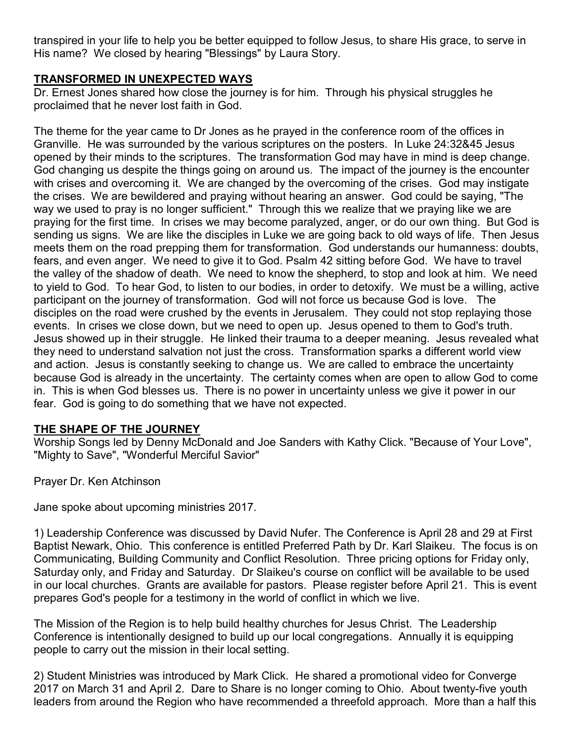transpired in your life to help you be better equipped to follow Jesus, to share His grace, to serve in His name? We closed by hearing "Blessings" by Laura Story.

## **TRANSFORMED IN UNEXPECTED WAYS**

Dr. Ernest Jones shared how close the journey is for him. Through his physical struggles he proclaimed that he never lost faith in God.

The theme for the year came to Dr Jones as he prayed in the conference room of the offices in Granville. He was surrounded by the various scriptures on the posters. In Luke 24:32&45 Jesus opened by their minds to the scriptures. The transformation God may have in mind is deep change. God changing us despite the things going on around us. The impact of the journey is the encounter with crises and overcoming it. We are changed by the overcoming of the crises. God may instigate the crises. We are bewildered and praying without hearing an answer. God could be saying, "The way we used to pray is no longer sufficient." Through this we realize that we praying like we are praying for the first time. In crises we may become paralyzed, anger, or do our own thing. But God is sending us signs. We are like the disciples in Luke we are going back to old ways of life. Then Jesus meets them on the road prepping them for transformation. God understands our humanness: doubts, fears, and even anger. We need to give it to God. Psalm 42 sitting before God. We have to travel the valley of the shadow of death. We need to know the shepherd, to stop and look at him. We need to yield to God. To hear God, to listen to our bodies, in order to detoxify. We must be a willing, active participant on the journey of transformation. God will not force us because God is love. The disciples on the road were crushed by the events in Jerusalem. They could not stop replaying those events. In crises we close down, but we need to open up. Jesus opened to them to God's truth. Jesus showed up in their struggle. He linked their trauma to a deeper meaning. Jesus revealed what they need to understand salvation not just the cross. Transformation sparks a different world view and action. Jesus is constantly seeking to change us. We are called to embrace the uncertainty because God is already in the uncertainty. The certainty comes when are open to allow God to come in. This is when God blesses us. There is no power in uncertainty unless we give it power in our fear. God is going to do something that we have not expected.

## **THE SHAPE OF THE JOURNEY**

Worship Songs led by Denny McDonald and Joe Sanders with Kathy Click. "Because of Your Love", "Mighty to Save", "Wonderful Merciful Savior"

Prayer Dr. Ken Atchinson

Jane spoke about upcoming ministries 2017.

1) Leadership Conference was discussed by David Nufer. The Conference is April 28 and 29 at First Baptist Newark, Ohio. This conference is entitled Preferred Path by Dr. Karl Slaikeu. The focus is on Communicating, Building Community and Conflict Resolution. Three pricing options for Friday only, Saturday only, and Friday and Saturday. Dr Slaikeu's course on conflict will be available to be used in our local churches. Grants are available for pastors. Please register before April 21. This is event prepares God's people for a testimony in the world of conflict in which we live.

The Mission of the Region is to help build healthy churches for Jesus Christ. The Leadership Conference is intentionally designed to build up our local congregations. Annually it is equipping people to carry out the mission in their local setting.

2) Student Ministries was introduced by Mark Click. He shared a promotional video for Converge 2017 on March 31 and April 2. Dare to Share is no longer coming to Ohio. About twenty-five youth leaders from around the Region who have recommended a threefold approach. More than a half this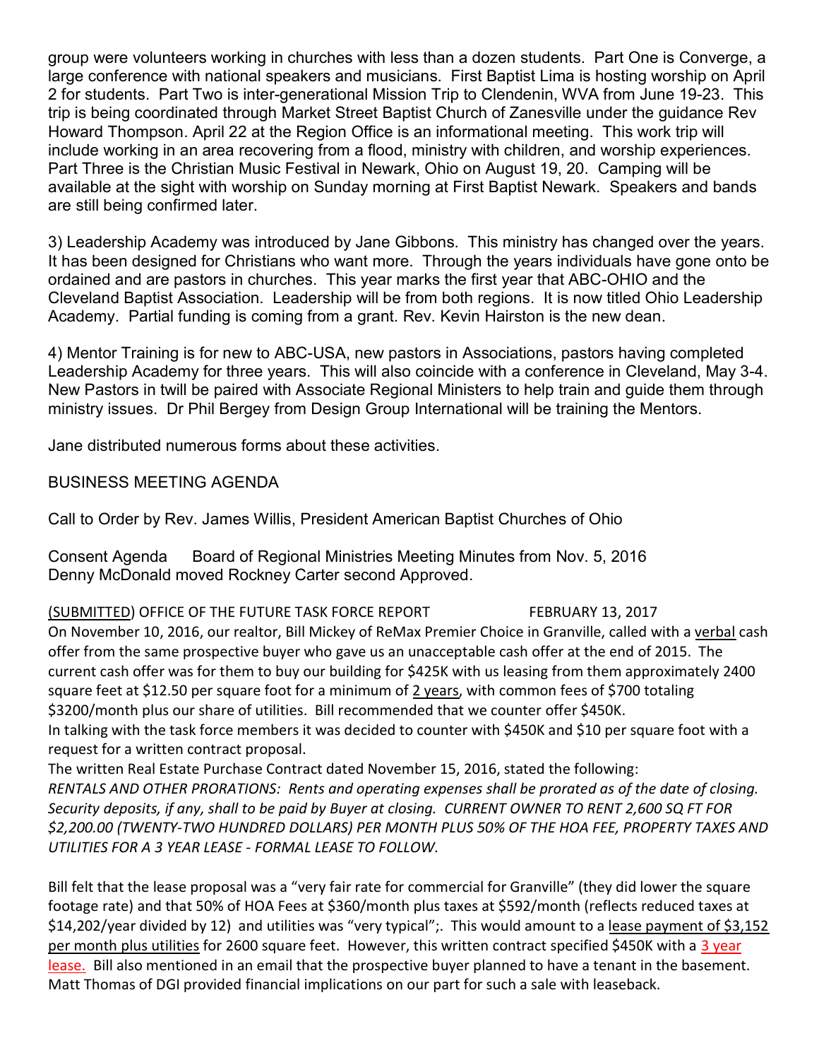group were volunteers working in churches with less than a dozen students. Part One is Converge, a large conference with national speakers and musicians. First Baptist Lima is hosting worship on April 2 for students. Part Two is inter-generational Mission Trip to Clendenin, WVA from June 19-23. This trip is being coordinated through Market Street Baptist Church of Zanesville under the guidance Rev Howard Thompson. April 22 at the Region Office is an informational meeting. This work trip will include working in an area recovering from a flood, ministry with children, and worship experiences. Part Three is the Christian Music Festival in Newark, Ohio on August 19, 20. Camping will be available at the sight with worship on Sunday morning at First Baptist Newark. Speakers and bands are still being confirmed later.

3) Leadership Academy was introduced by Jane Gibbons. This ministry has changed over the years. It has been designed for Christians who want more. Through the years individuals have gone onto be ordained and are pastors in churches. This year marks the first year that ABC-OHIO and the Cleveland Baptist Association. Leadership will be from both regions. It is now titled Ohio Leadership Academy. Partial funding is coming from a grant. Rev. Kevin Hairston is the new dean.

4) Mentor Training is for new to ABC-USA, new pastors in Associations, pastors having completed Leadership Academy for three years. This will also coincide with a conference in Cleveland, May 3-4. New Pastors in twill be paired with Associate Regional Ministers to help train and guide them through ministry issues. Dr Phil Bergey from Design Group International will be training the Mentors.

Jane distributed numerous forms about these activities.

BUSINESS MEETING AGENDA

Call to Order by Rev. James Willis, President American Baptist Churches of Ohio

Consent Agenda Board of Regional Ministries Meeting Minutes from Nov. 5, 2016
Denny McDonald moved Rockney Carter second Approved.

(SUBMITTED) OFFICE OF THE FUTURE TASK FORCE REPORT FEBRUARY 13, 2017

On November 10, 2016, our realtor, Bill Mickey of ReMax Premier Choice in Granville, called with a verbal cash offer from the same prospective buyer who gave us an unacceptable cash offer at the end of 2015. The current cash offer was for them to buy our building for $425K with us leasing from them approximately 2400 square feet at $12.50 per square foot for a minimum of 2 years, with common fees of $700 totaling $3200/month plus our share of utilities. Bill recommended that we counter offer $450K.

In talking with the task force members it was decided to counter with $450K and $10 per square foot with a request for a written contract proposal.

The written Real Estate Purchase Contract dated November 15, 2016, stated the following:

*RENTALS AND OTHER PRORATIONS: Rents and operating expenses shall be prorated as of the date of closing. Security deposits, if any, shall to be paid by Buyer at closing. CURRENT OWNER TO RENT 2,600 SQ FT FOR $2,200.00 (TWENTY-TWO HUNDRED DOLLARS) PER MONTH PLUS 50% OF THE HOA FEE, PROPERTY TAXES AND UTILITIES FOR A 3 YEAR LEASE - FORMAL LEASE TO FOLLOW.*

Bill felt that the lease proposal was a "very fair rate for commercial for Granville" (they did lower the square footage rate) and that 50% of HOA Fees at $360/month plus taxes at $592/month (reflects reduced taxes at $14,202/year divided by 12) and utilities was "very typical";. This would amount to a lease payment of $3,152 per month plus utilities for 2600 square feet. However, this written contract specified $450K with a 3 year lease. Bill also mentioned in an email that the prospective buyer planned to have a tenant in the basement. Matt Thomas of DGI provided financial implications on our part for such a sale with leaseback.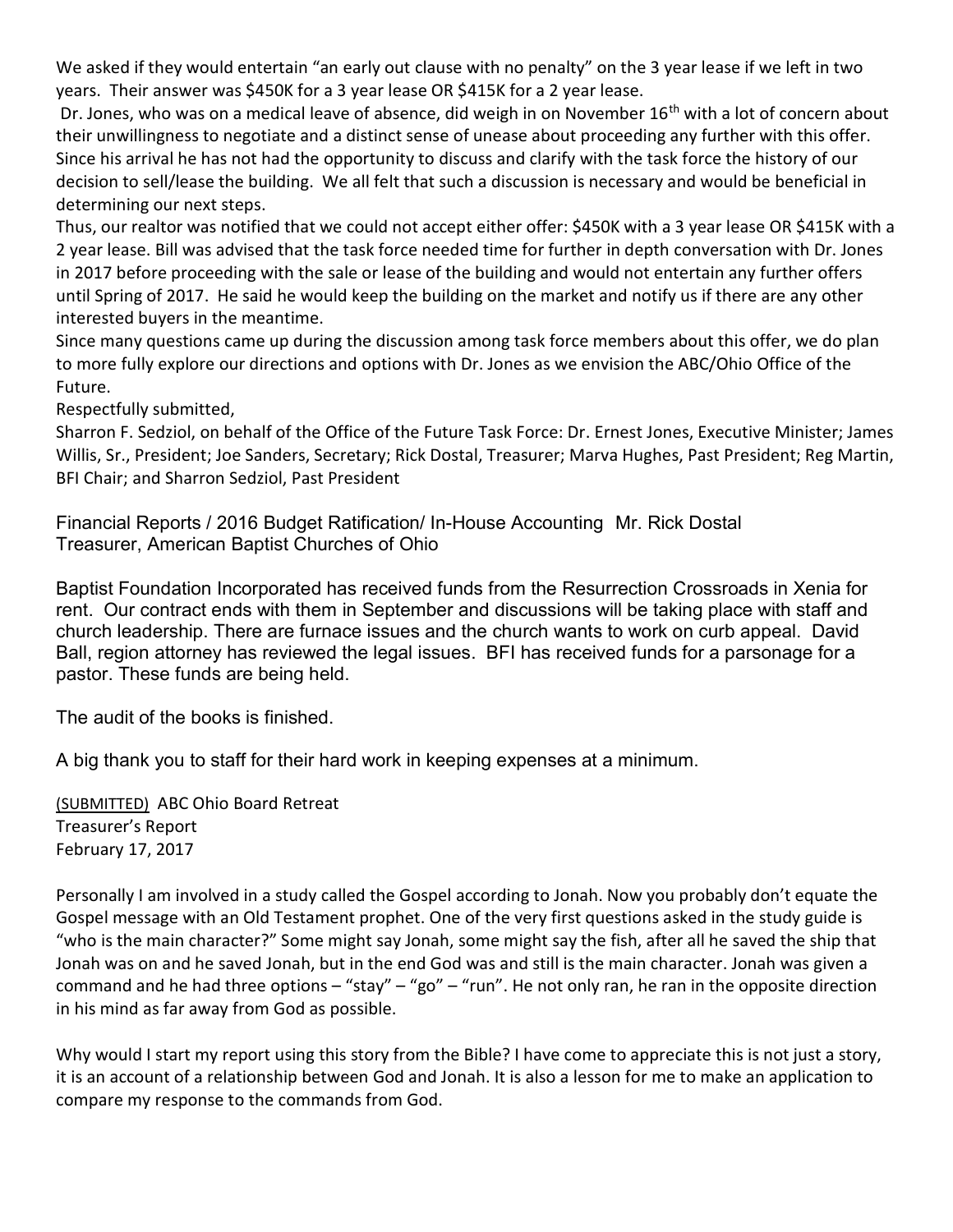We asked if they would entertain "an early out clause with no penalty" on the 3 year lease if we left in two years. Their answer was $450K for a 3 year lease OR $415K for a 2 year lease.

Dr. Jones, who was on a medical leave of absence, did weigh in on November 16th with a lot of concern about their unwillingness to negotiate and a distinct sense of unease about proceeding any further with this offer. Since his arrival he has not had the opportunity to discuss and clarify with the task force the history of our decision to sell/lease the building. We all felt that such a discussion is necessary and would be beneficial in determining our next steps.

Thus, our realtor was notified that we could not accept either offer: $450K with a 3 year lease OR $415K with a 2 year lease. Bill was advised that the task force needed time for further in depth conversation with Dr. Jones in 2017 before proceeding with the sale or lease of the building and would not entertain any further offers until Spring of 2017. He said he would keep the building on the market and notify us if there are any other interested buyers in the meantime.

Since many questions came up during the discussion among task force members about this offer, we do plan to more fully explore our directions and options with Dr. Jones as we envision the ABC/Ohio Office of the Future.

Respectfully submitted,

Sharron F. Sedziol, on behalf of the Office of the Future Task Force: Dr. Ernest Jones, Executive Minister; James Willis, Sr., President; Joe Sanders, Secretary; Rick Dostal, Treasurer; Marva Hughes, Past President; Reg Martin, BFI Chair; and Sharron Sedziol, Past President

Financial Reports / 2016 Budget Ratification/ In-House Accounting Mr. Rick Dostal
Treasurer, American Baptist Churches of Ohio

Baptist Foundation Incorporated has received funds from the Resurrection Crossroads in Xenia for rent. Our contract ends with them in September and discussions will be taking place with staff and church leadership. There are furnace issues and the church wants to work on curb appeal. David Ball, region attorney has reviewed the legal issues. BFI has received funds for a parsonage for a pastor. These funds are being held.

The audit of the books is finished.

A big thank you to staff for their hard work in keeping expenses at a minimum.

(SUBMITTED) ABC Ohio Board Retreat
Treasurer's Report
February 17, 2017

Personally I am involved in a study called the Gospel according to Jonah. Now you probably don't equate the Gospel message with an Old Testament prophet. One of the very first questions asked in the study guide is "who is the main character?" Some might say Jonah, some might say the fish, after all he saved the ship that Jonah was on and he saved Jonah, but in the end God was and still is the main character. Jonah was given a command and he had three options – "stay" – "go" – "run". He not only ran, he ran in the opposite direction in his mind as far away from God as possible.

Why would I start my report using this story from the Bible? I have come to appreciate this is not just a story, it is an account of a relationship between God and Jonah. It is also a lesson for me to make an application to compare my response to the commands from God.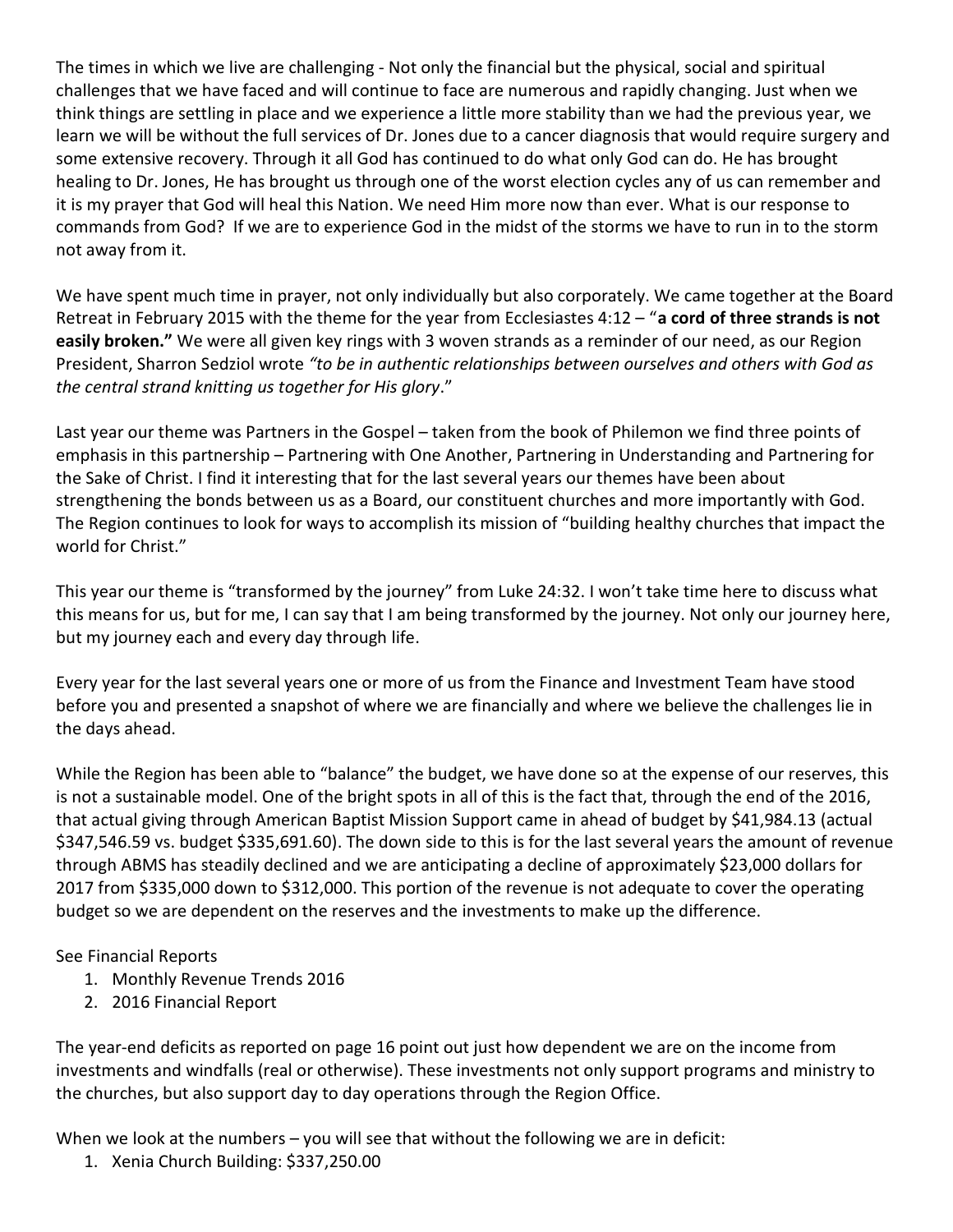The times in which we live are challenging - Not only the financial but the physical, social and spiritual challenges that we have faced and will continue to face are numerous and rapidly changing. Just when we think things are settling in place and we experience a little more stability than we had the previous year, we learn we will be without the full services of Dr. Jones due to a cancer diagnosis that would require surgery and some extensive recovery. Through it all God has continued to do what only God can do. He has brought healing to Dr. Jones, He has brought us through one of the worst election cycles any of us can remember and it is my prayer that God will heal this Nation. We need Him more now than ever. What is our response to commands from God? If we are to experience God in the midst of the storms we have to run in to the storm not away from it.

We have spent much time in prayer, not only individually but also corporately. We came together at the Board Retreat in February 2015 with the theme for the year from Ecclesiastes 4:12 – "**a cord of three strands is not easily broken.**" We were all given key rings with 3 woven strands as a reminder of our need, as our Region President, Sharron Sedziol wrote *"to be in authentic relationships between ourselves and others with God as the central strand knitting us together for His glory*."

Last year our theme was Partners in the Gospel – taken from the book of Philemon we find three points of emphasis in this partnership – Partnering with One Another, Partnering in Understanding and Partnering for the Sake of Christ. I find it interesting that for the last several years our themes have been about strengthening the bonds between us as a Board, our constituent churches and more importantly with God. The Region continues to look for ways to accomplish its mission of "building healthy churches that impact the world for Christ."

This year our theme is "transformed by the journey" from Luke 24:32. I won't take time here to discuss what this means for us, but for me, I can say that I am being transformed by the journey. Not only our journey here, but my journey each and every day through life.

Every year for the last several years one or more of us from the Finance and Investment Team have stood before you and presented a snapshot of where we are financially and where we believe the challenges lie in the days ahead.

While the Region has been able to "balance" the budget, we have done so at the expense of our reserves, this is not a sustainable model. One of the bright spots in all of this is the fact that, through the end of the 2016, that actual giving through American Baptist Mission Support came in ahead of budget by $41,984.13 (actual $347,546.59 vs. budget $335,691.60). The down side to this is for the last several years the amount of revenue through ABMS has steadily declined and we are anticipating a decline of approximately $23,000 dollars for 2017 from $335,000 down to $312,000. This portion of the revenue is not adequate to cover the operating budget so we are dependent on the reserves and the investments to make up the difference.

See Financial Reports

1. Monthly Revenue Trends 2016
2. 2016 Financial Report

The year-end deficits as reported on page 16 point out just how dependent we are on the income from investments and windfalls (real or otherwise). These investments not only support programs and ministry to the churches, but also support day to day operations through the Region Office.

When we look at the numbers – you will see that without the following we are in deficit:

1. Xenia Church Building: $337,250.00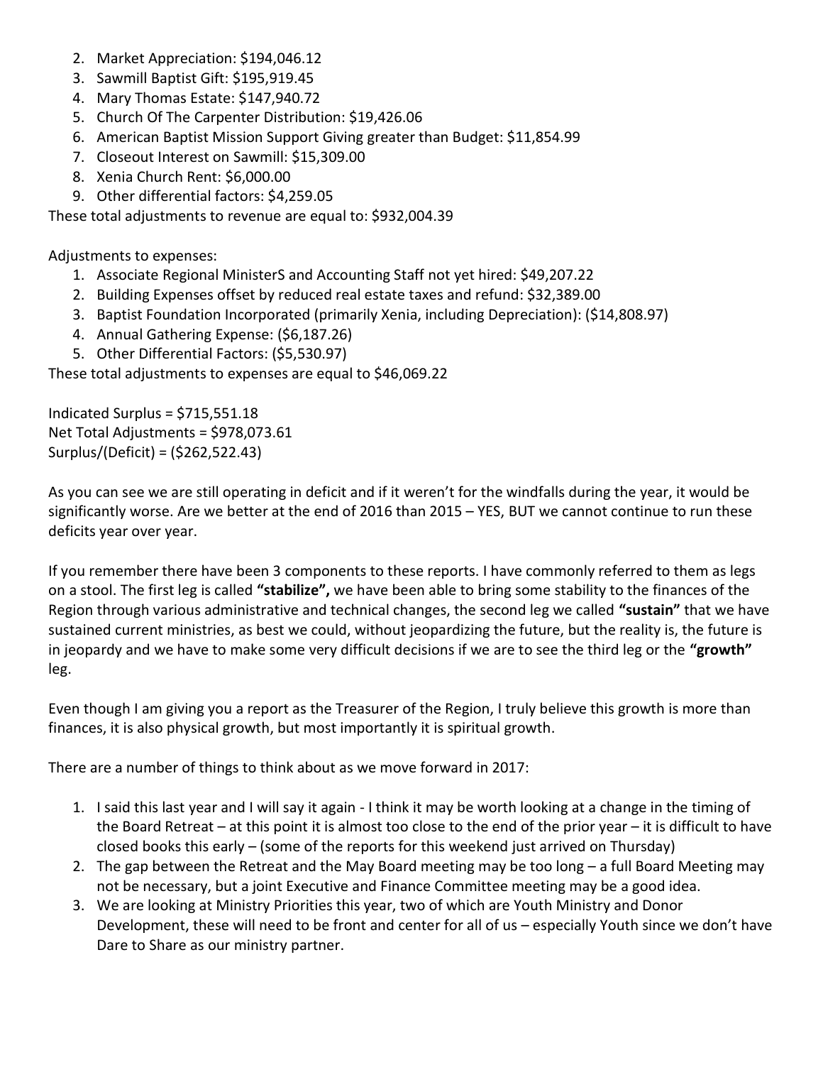2. Market Appreciation: $194,046.12
3. Sawmill Baptist Gift: $195,919.45
4. Mary Thomas Estate: $147,940.72
5. Church Of The Carpenter Distribution: $19,426.06
6. American Baptist Mission Support Giving greater than Budget: $11,854.99
7. Closeout Interest on Sawmill: $15,309.00
8. Xenia Church Rent: $6,000.00
9. Other differential factors: $4,259.05

These total adjustments to revenue are equal to: $932,004.39

Adjustments to expenses:

1. Associate Regional MinisterS and Accounting Staff not yet hired: $49,207.22
2. Building Expenses offset by reduced real estate taxes and refund: $32,389.00
3. Baptist Foundation Incorporated (primarily Xenia, including Depreciation): ($14,808.97)
4. Annual Gathering Expense: ($6,187.26)
5. Other Differential Factors: ($5,530.97)

These total adjustments to expenses are equal to $46,069.22

Indicated Surplus = $715,551.18
Net Total Adjustments = $978,073.61
Surplus/(Deficit) = ($262,522.43)

As you can see we are still operating in deficit and if it weren't for the windfalls during the year, it would be significantly worse. Are we better at the end of 2016 than 2015 – YES, BUT we cannot continue to run these deficits year over year.

If you remember there have been 3 components to these reports. I have commonly referred to them as legs on a stool. The first leg is called **"stabilize",** we have been able to bring some stability to the finances of the Region through various administrative and technical changes, the second leg we called **"sustain"** that we have sustained current ministries, as best we could, without jeopardizing the future, but the reality is, the future is in jeopardy and we have to make some very difficult decisions if we are to see the third leg or the **"growth"** leg.

Even though I am giving you a report as the Treasurer of the Region, I truly believe this growth is more than finances, it is also physical growth, but most importantly it is spiritual growth.

There are a number of things to think about as we move forward in 2017:

1. I said this last year and I will say it again - I think it may be worth looking at a change in the timing of the Board Retreat – at this point it is almost too close to the end of the prior year – it is difficult to have closed books this early – (some of the reports for this weekend just arrived on Thursday)
2. The gap between the Retreat and the May Board meeting may be too long – a full Board Meeting may not be necessary, but a joint Executive and Finance Committee meeting may be a good idea.
3. We are looking at Ministry Priorities this year, two of which are Youth Ministry and Donor Development, these will need to be front and center for all of us – especially Youth since we don't have Dare to Share as our ministry partner.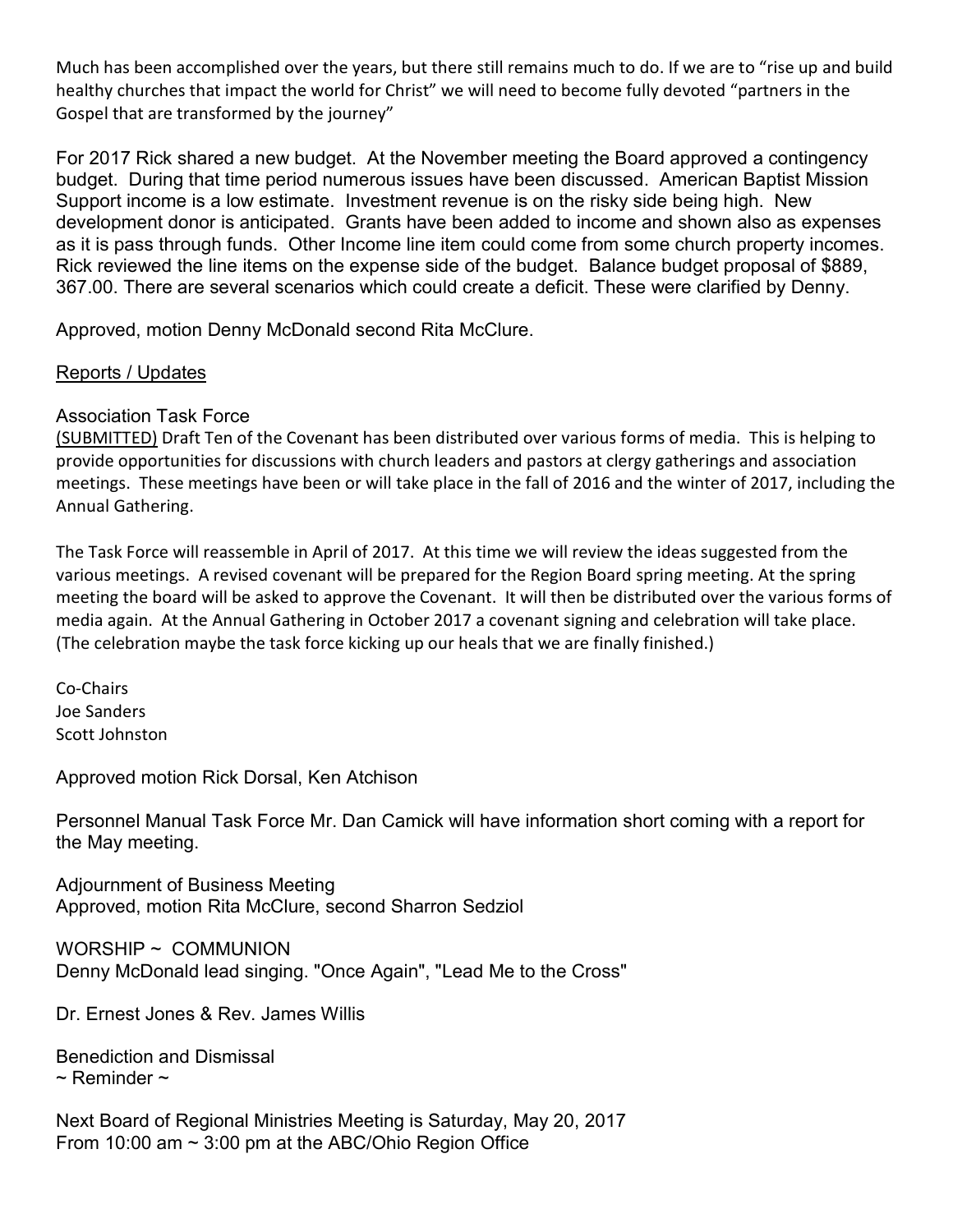Much has been accomplished over the years, but there still remains much to do. If we are to "rise up and build healthy churches that impact the world for Christ" we will need to become fully devoted "partners in the Gospel that are transformed by the journey"

For 2017 Rick shared a new budget. At the November meeting the Board approved a contingency budget. During that time period numerous issues have been discussed. American Baptist Mission Support income is a low estimate. Investment revenue is on the risky side being high. New development donor is anticipated. Grants have been added to income and shown also as expenses as it is pass through funds. Other Income line item could come from some church property incomes. Rick reviewed the line items on the expense side of the budget. Balance budget proposal of $889, 367.00. There are several scenarios which could create a deficit. These were clarified by Denny.

Approved, motion Denny McDonald second Rita McClure.

<u>Reports / Updates</u>

Association Task Force

<u>(SUBMITTED)</u> Draft Ten of the Covenant has been distributed over various forms of media. This is helping to provide opportunities for discussions with church leaders and pastors at clergy gatherings and association meetings. These meetings have been or will take place in the fall of 2016 and the winter of 2017, including the Annual Gathering.

The Task Force will reassemble in April of 2017. At this time we will review the ideas suggested from the various meetings. A revised covenant will be prepared for the Region Board spring meeting. At the spring meeting the board will be asked to approve the Covenant. It will then be distributed over the various forms of media again. At the Annual Gathering in October 2017 a covenant signing and celebration will take place. (The celebration maybe the task force kicking up our heals that we are finally finished.)

Co-Chairs
Joe Sanders
Scott Johnston

Approved motion Rick Dorsal, Ken Atchison

Personnel Manual Task Force Mr. Dan Camick will have information short coming with a report for the May meeting.

Adjournment of Business Meeting
Approved, motion Rita McClure, second Sharron Sedziol

WORSHIP ~ COMMUNION
Denny McDonald lead singing. "Once Again", "Lead Me to the Cross"

Dr. Ernest Jones & Rev. James Willis

Benediction and Dismissal
~ Reminder ~

Next Board of Regional Ministries Meeting is Saturday, May 20, 2017
From 10:00 am ~ 3:00 pm at the ABC/Ohio Region Office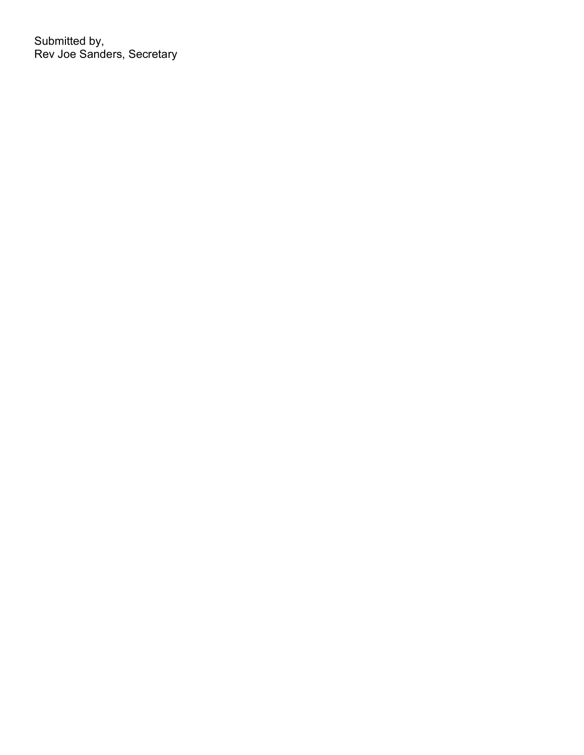Submitted by,
Rev Joe Sanders, Secretary